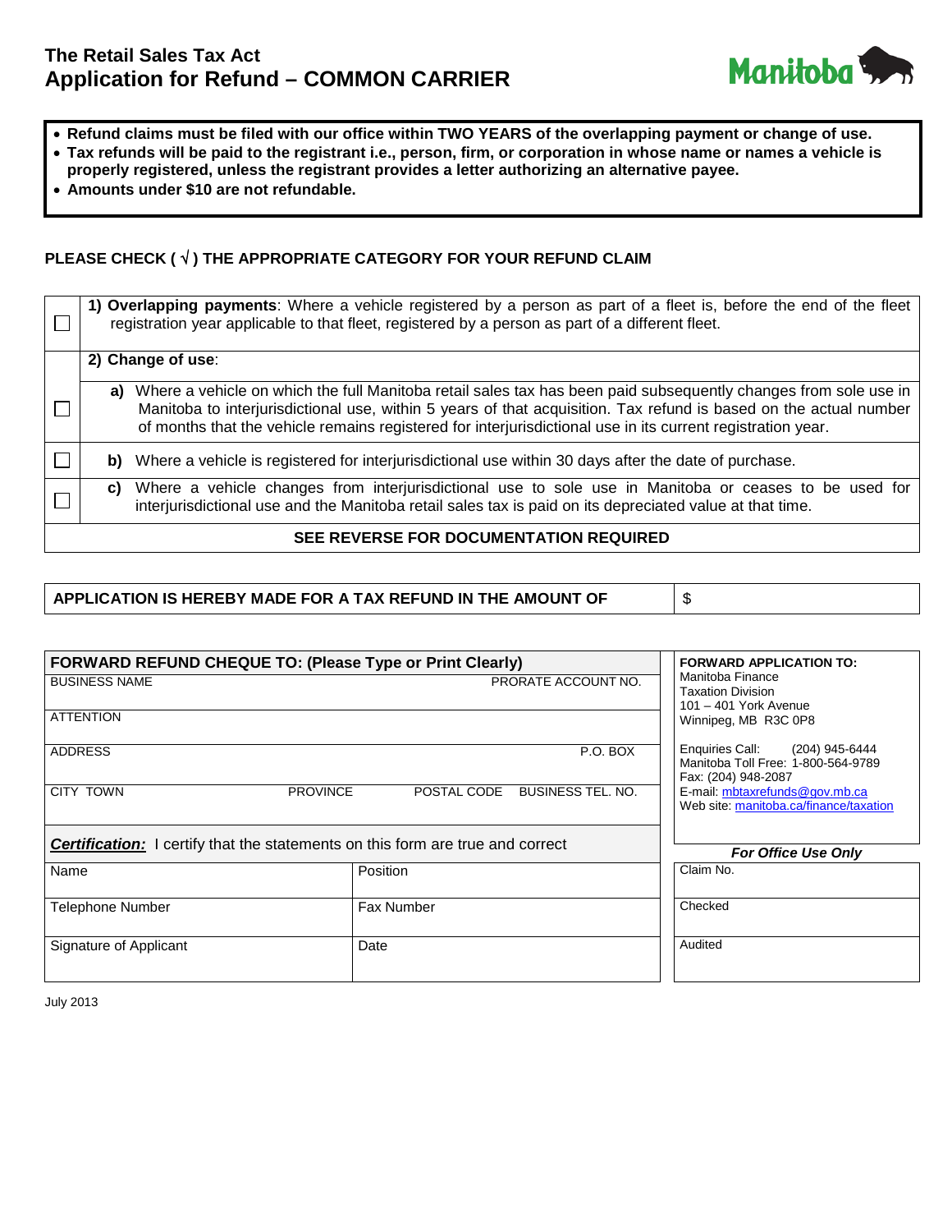# The Retail Sales Tax Act
# Application for Refund – COMMON CARRIER

Manitoba

- **Refund claims must be filed with our office within TWO YEARS of the overlapping payment or change of use.**
- **Tax refunds will be paid to the registrant i.e., person, firm, or corporation in whose name or names a vehicle is properly registered, unless the registrant provides a letter authorizing an alternative payee.**
- **Amounts under $10 are not refundable.**

**PLEASE CHECK ( √ ) THE APPROPRIATE CATEGORY FOR YOUR REFUND CLAIM**

| | |
|---|---|
| ☐ | **1) Overlapping payments**: Where a vehicle registered by a person as part of a fleet is, before the end of the fleet registration year applicable to that fleet, registered by a person as part of a different fleet. |
| | **2) Change of use**: |
| ☐ | **a)** Where a vehicle on which the full Manitoba retail sales tax has been paid subsequently changes from sole use in Manitoba to interjurisdictional use, within 5 years of that acquisition. Tax refund is based on the actual number of months that the vehicle remains registered for interjurisdictional use in its current registration year. |
| ☐ | **b)** Where a vehicle is registered for interjurisdictional use within 30 days after the date of purchase. |
| ☐ | **c)** Where a vehicle changes from interjurisdictional use to sole use in Manitoba or ceases to be used for interjurisdictional use and the Manitoba retail sales tax is paid on its depreciated value at that time. |

**SEE REVERSE FOR DOCUMENTATION REQUIRED**

| **APPLICATION IS HEREBY MADE FOR A TAX REFUND IN THE AMOUNT OF** | $ |
|---|---|

**FORWARD REFUND CHEQUE TO: (Please Type or Print Clearly)**

| BUSINESS NAME | | | PRORATE ACCOUNT NO. |
|---|---|---|---|
| ATTENTION | | | |
| ADDRESS | | | P.O. BOX |
| CITY TOWN | PROVINCE | POSTAL CODE | BUSINESS TEL. NO. |

***Certification:*** I certify that the statements on this form are true and correct

| Name | Position |
|---|---|
| Telephone Number | Fax Number |
| Signature of Applicant | Date |

**FORWARD APPLICATION TO:**
Manitoba Finance
Taxation Division
101 – 401 York Avenue
Winnipeg, MB R3C 0P8

Enquiries Call: (204) 945-6444
Manitoba Toll Free: 1-800-564-9789
Fax: (204) 948-2087
E-mail: mbtaxrefunds@gov.mb.ca
Web site: manitoba.ca/finance/taxation

***For Office Use Only***

| Claim No. |
|---|
| Checked |
| Audited |

July 2013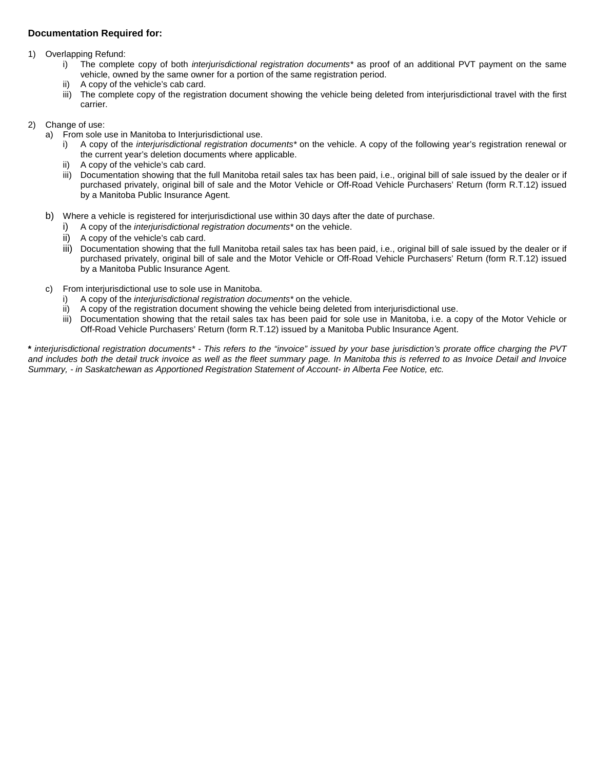**Documentation Required for:**

1) Overlapping Refund:
   i) The complete copy of both *interjurisdictional registration documents\** as proof of an additional PVT payment on the same vehicle, owned by the same owner for a portion of the same registration period.
   ii) A copy of the vehicle's cab card.
   iii) The complete copy of the registration document showing the vehicle being deleted from interjurisdictional travel with the first carrier.

2) Change of use:
   a) From sole use in Manitoba to Interjurisdictional use.
      i) A copy of the *interjurisdictional registration documents\** on the vehicle. A copy of the following year's registration renewal or the current year's deletion documents where applicable.
      ii) A copy of the vehicle's cab card.
      iii) Documentation showing that the full Manitoba retail sales tax has been paid, i.e., original bill of sale issued by the dealer or if purchased privately, original bill of sale and the Motor Vehicle or Off-Road Vehicle Purchasers' Return (form R.T.12) issued by a Manitoba Public Insurance Agent.

   b) Where a vehicle is registered for interjurisdictional use within 30 days after the date of purchase.
      i) A copy of the *interjurisdictional registration documents\** on the vehicle.
      ii) A copy of the vehicle's cab card.
      iii) Documentation showing that the full Manitoba retail sales tax has been paid, i.e., original bill of sale issued by the dealer or if purchased privately, original bill of sale and the Motor Vehicle or Off-Road Vehicle Purchasers' Return (form R.T.12) issued by a Manitoba Public Insurance Agent.

   c) From interjurisdictional use to sole use in Manitoba.
      i) A copy of the *interjurisdictional registration documents\** on the vehicle.
      ii) A copy of the registration document showing the vehicle being deleted from interjurisdictional use.
      iii) Documentation showing that the retail sales tax has been paid for sole use in Manitoba, i.e. a copy of the Motor Vehicle or Off-Road Vehicle Purchasers' Return (form R.T.12) issued by a Manitoba Public Insurance Agent.

**\*** *interjurisdictional registration documents\* - This refers to the "invoice" issued by your base jurisdiction's prorate office charging the PVT and includes both the detail truck invoice as well as the fleet summary page. In Manitoba this is referred to as Invoice Detail and Invoice Summary, - in Saskatchewan as Apportioned Registration Statement of Account- in Alberta Fee Notice, etc.*